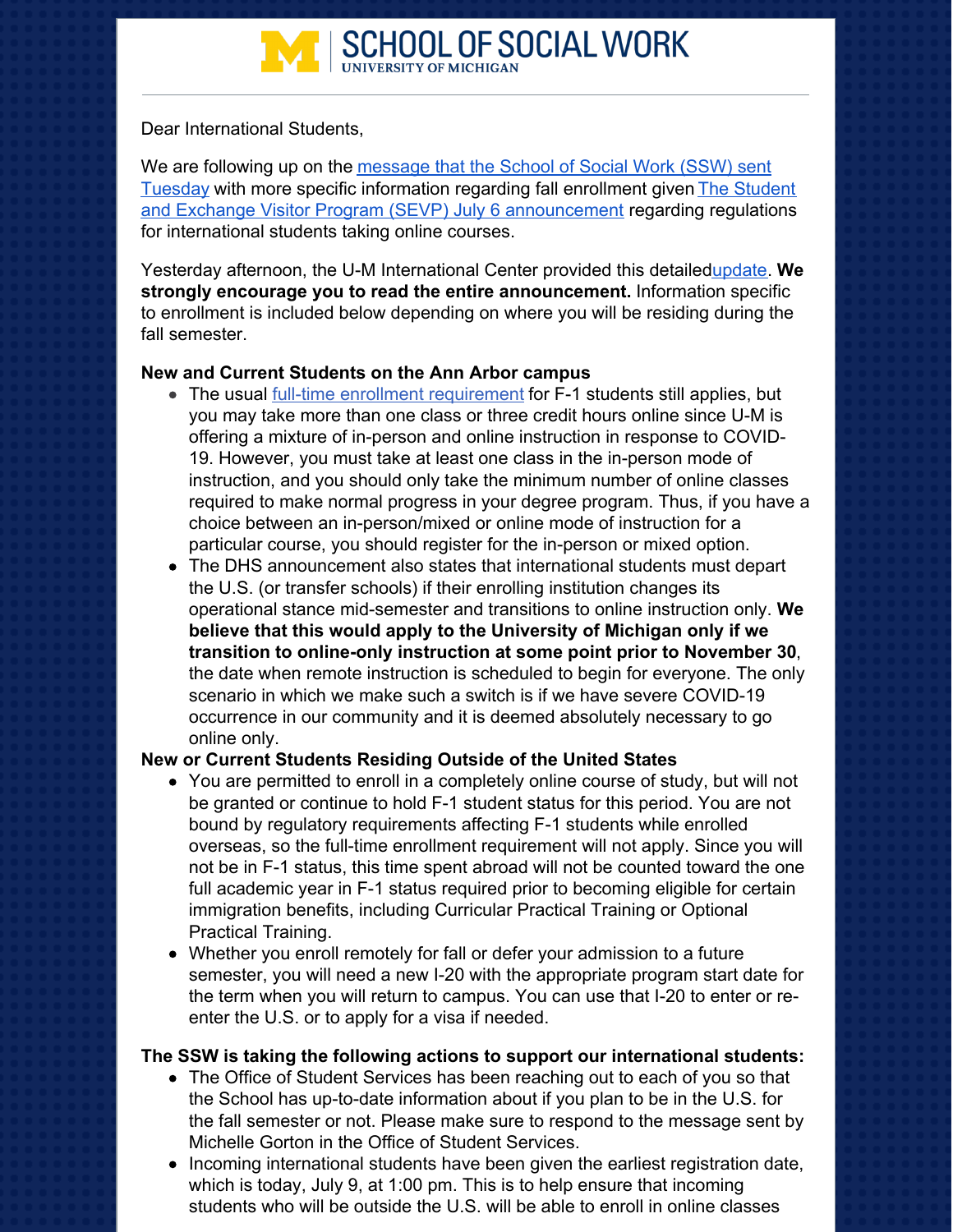# SCHOOL OF SOCIAL WORK
UNIVERSITY OF MICHIGAN

Dear International Students,

We are following up on the message that the School of Social Work (SSW) sent Tuesday with more specific information regarding fall enrollment given The Student and Exchange Visitor Program (SEVP) July 6 announcement regarding regulations for international students taking online courses.

Yesterday afternoon, the U-M International Center provided this detailedupdate. **We strongly encourage you to read the entire announcement.** Information specific to enrollment is included below depending on where you will be residing during the fall semester.

**New and Current Students on the Ann Arbor campus**

- The usual full-time enrollment requirement for F-1 students still applies, but you may take more than one class or three credit hours online since U-M is offering a mixture of in-person and online instruction in response to COVID-19. However, you must take at least one class in the in-person mode of instruction, and you should only take the minimum number of online classes required to make normal progress in your degree program. Thus, if you have a choice between an in-person/mixed or online mode of instruction for a particular course, you should register for the in-person or mixed option.
- The DHS announcement also states that international students must depart the U.S. (or transfer schools) if their enrolling institution changes its operational stance mid-semester and transitions to online instruction only. **We believe that this would apply to the University of Michigan only if we transition to online-only instruction at some point prior to November 30**, the date when remote instruction is scheduled to begin for everyone. The only scenario in which we make such a switch is if we have severe COVID-19 occurrence in our community and it is deemed absolutely necessary to go online only.

**New or Current Students Residing Outside of the United States**

- You are permitted to enroll in a completely online course of study, but will not be granted or continue to hold F-1 student status for this period. You are not bound by regulatory requirements affecting F-1 students while enrolled overseas, so the full-time enrollment requirement will not apply. Since you will not be in F-1 status, this time spent abroad will not be counted toward the one full academic year in F-1 status required prior to becoming eligible for certain immigration benefits, including Curricular Practical Training or Optional Practical Training.
- Whether you enroll remotely for fall or defer your admission to a future semester, you will need a new I-20 with the appropriate program start date for the term when you will return to campus. You can use that I-20 to enter or re-enter the U.S. or to apply for a visa if needed.

**The SSW is taking the following actions to support our international students:**

- The Office of Student Services has been reaching out to each of you so that the School has up-to-date information about if you plan to be in the U.S. for the fall semester or not. Please make sure to respond to the message sent by Michelle Gorton in the Office of Student Services.
- Incoming international students have been given the earliest registration date, which is today, July 9, at 1:00 pm. This is to help ensure that incoming students who will be outside the U.S. will be able to enroll in online classes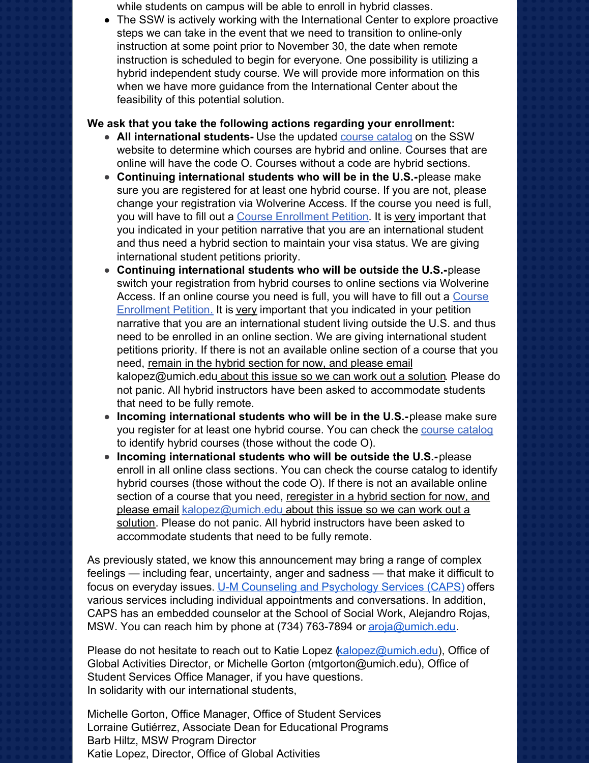while students on campus will be able to enroll in hybrid classes.

- The SSW is actively working with the International Center to explore proactive steps we can take in the event that we need to transition to online-only instruction at some point prior to November 30, the date when remote instruction is scheduled to begin for everyone. One possibility is utilizing a hybrid independent study course. We will provide more information on this when we have more guidance from the International Center about the feasibility of this potential solution.

**We ask that you take the following actions regarding your enrollment:**

- **All international students-** Use the updated course catalog on the SSW website to determine which courses are hybrid and online. Courses that are online will have the code O. Courses without a code are hybrid sections.
- **Continuing international students who will be in the U.S.-**please make sure you are registered for at least one hybrid course. If you are not, please change your registration via Wolverine Access. If the course you need is full, you will have to fill out a Course Enrollment Petition. It is very important that you indicated in your petition narrative that you are an international student and thus need a hybrid section to maintain your visa status. We are giving international student petitions priority.
- **Continuing international students who will be outside the U.S.-**please switch your registration from hybrid courses to online sections via Wolverine Access. If an online course you need is full, you will have to fill out a Course Enrollment Petition. It is very important that you indicated in your petition narrative that you are an international student living outside the U.S. and thus need to be enrolled in an online section. We are giving international student petitions priority. If there is not an available online section of a course that you need, remain in the hybrid section for now, and please email kalopez@umich.edu about this issue so we can work out a solution. Please do not panic. All hybrid instructors have been asked to accommodate students that need to be fully remote.
- **Incoming international students who will be in the U.S.-**please make sure you register for at least one hybrid course. You can check the course catalog to identify hybrid courses (those without the code O).
- **Incoming international students who will be outside the U.S.-**please enroll in all online class sections. You can check the course catalog to identify hybrid courses (those without the code O). If there is not an available online section of a course that you need, reregister in a hybrid section for now, and please email kalopez@umich.edu about this issue so we can work out a solution. Please do not panic. All hybrid instructors have been asked to accommodate students that need to be fully remote.

As previously stated, we know this announcement may bring a range of complex feelings — including fear, uncertainty, anger and sadness — that make it difficult to focus on everyday issues. U-M Counseling and Psychology Services (CAPS) offers various services including individual appointments and conversations. In addition, CAPS has an embedded counselor at the School of Social Work, Alejandro Rojas, MSW. You can reach him by phone at (734) 763-7894 or aroja@umich.edu.

Please do not hesitate to reach out to Katie Lopez (kalopez@umich.edu), Office of Global Activities Director, or Michelle Gorton (mtgorton@umich.edu), Office of Student Services Office Manager, if you have questions.
In solidarity with our international students,

Michelle Gorton, Office Manager, Office of Student Services
Lorraine Gutiérrez, Associate Dean for Educational Programs
Barb Hiltz, MSW Program Director
Katie Lopez, Director, Office of Global Activities